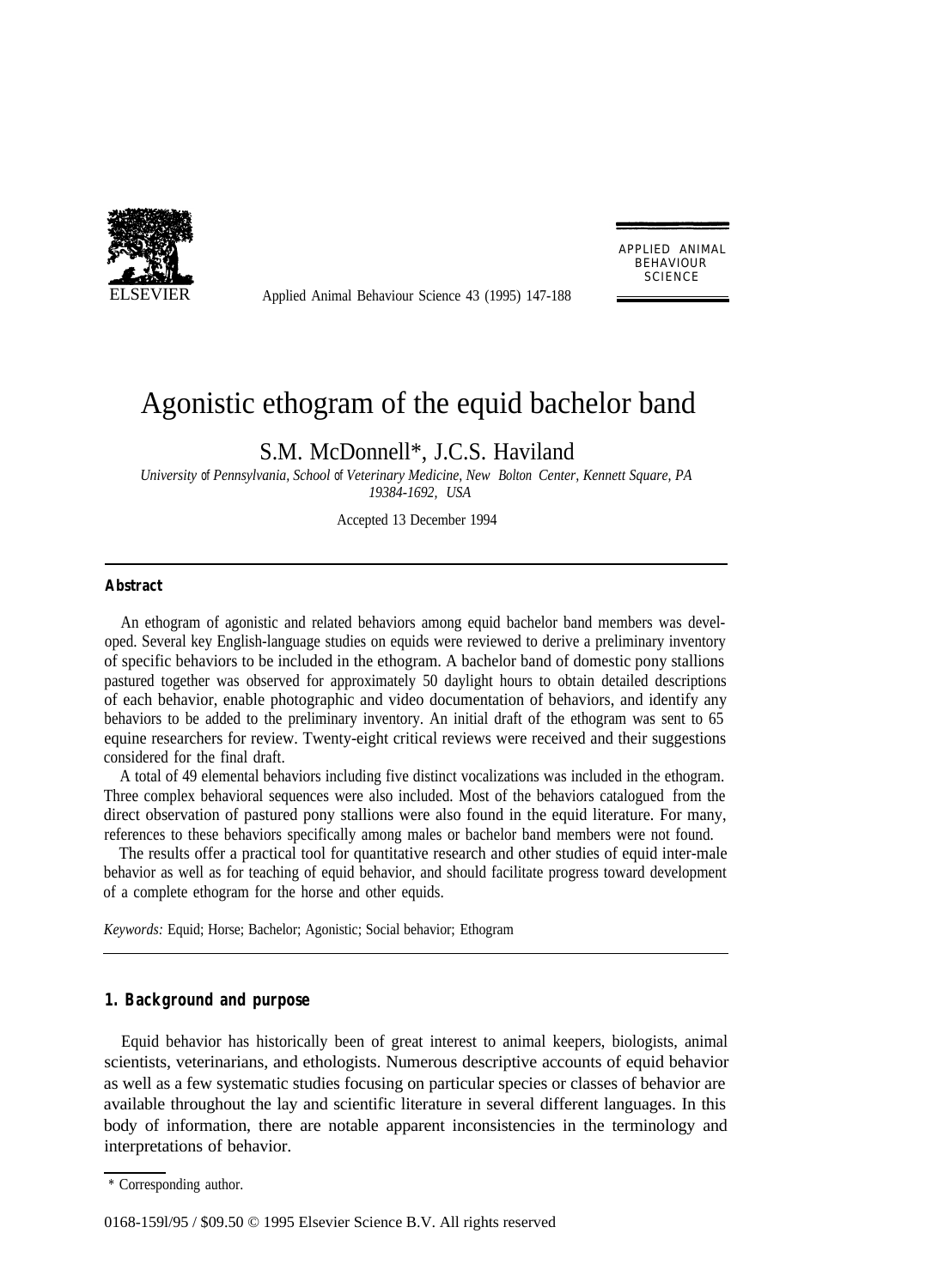# Agonistic ethogram of the equid bachelor band

S.M. McDonnell*, J.C.S. Haviland

*University of Pennsylvania, School of Veterinary Medicine, New Bolton Center, Kennett Square, PA 19384-1692, USA*

Accepted 13 December 1994

## Abstract

An ethogram of agonistic and related behaviors among equid bachelor band members was developed. Several key English-language studies on equids were reviewed to derive a preliminary inventory of specific behaviors to be included in the ethogram. A bachelor band of domestic pony stallions pastured together was observed for approximately 50 daylight hours to obtain detailed descriptions of each behavior, enable photographic and video documentation of behaviors, and identify any behaviors to be added to the preliminary inventory. An initial draft of the ethogram was sent to 65 equine researchers for review. Twenty-eight critical reviews were received and their suggestions considered for the final draft.

A total of 49 elemental behaviors including five distinct vocalizations was included in the ethogram. Three complex behavioral sequences were also included. Most of the behaviors catalogued from the direct observation of pastured pony stallions were also found in the equid literature. For many, references to these behaviors specifically among males or bachelor band members were not found.

The results offer a practical tool for quantitative research and other studies of equid inter-male behavior as well as for teaching of equid behavior, and should facilitate progress toward development of a complete ethogram for the horse and other equids.

*Keywords:* Equid; Horse; Bachelor; Agonistic; Social behavior; Ethogram

## 1. Background and purpose

Equid behavior has historically been of great interest to animal keepers, biologists, animal scientists, veterinarians, and ethologists. Numerous descriptive accounts of equid behavior as well as a few systematic studies focusing on particular species or classes of behavior are available throughout the lay and scientific literature in several different languages. In this body of information, there are notable apparent inconsistencies in the terminology and interpretations of behavior.

\* Corresponding author.

0168-1591/95 / $09.50 © 1995 Elsevier Science B.V. All rights reserved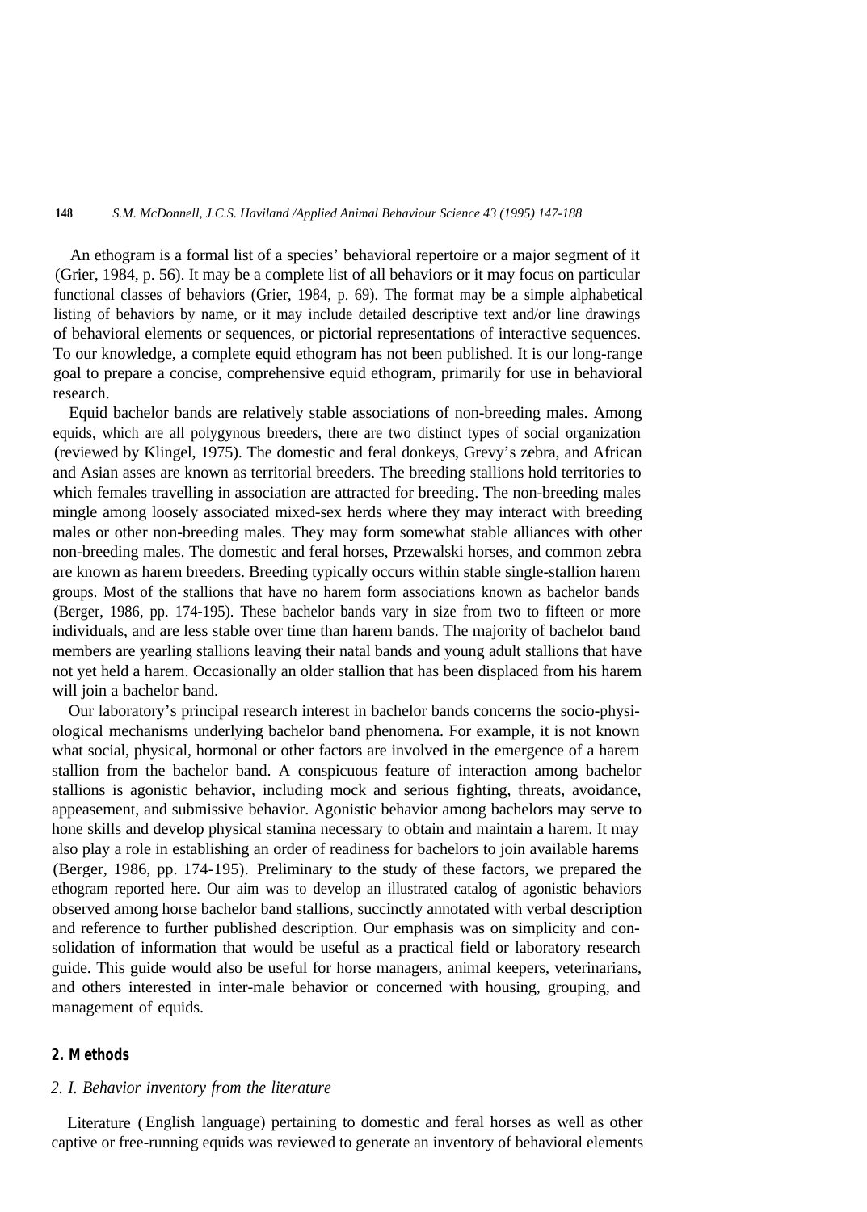An ethogram is a formal list of a species' behavioral repertoire or a major segment of it (Grier, 1984, p. 56). It may be a complete list of all behaviors or it may focus on particular functional classes of behaviors (Grier, 1984, p. 69). The format may be a simple alphabetical listing of behaviors by name, or it may include detailed descriptive text and/or line drawings of behavioral elements or sequences, or pictorial representations of interactive sequences. To our knowledge, a complete equid ethogram has not been published. It is our long-range goal to prepare a concise, comprehensive equid ethogram, primarily for use in behavioral research.

Equid bachelor bands are relatively stable associations of non-breeding males. Among equids, which are all polygynous breeders, there are two distinct types of social organization (reviewed by Klingel, 1975). The domestic and feral donkeys, Grevy's zebra, and African and Asian asses are known as territorial breeders. The breeding stallions hold territories to which females travelling in association are attracted for breeding. The non-breeding males mingle among loosely associated mixed-sex herds where they may interact with breeding males or other non-breeding males. They may form somewhat stable alliances with other non-breeding males. The domestic and feral horses, Przewalski horses, and common zebra are known as harem breeders. Breeding typically occurs within stable single-stallion harem groups. Most of the stallions that have no harem form associations known as bachelor bands (Berger, 1986, pp. 174-195). These bachelor bands vary in size from two to fifteen or more individuals, and are less stable over time than harem bands. The majority of bachelor band members are yearling stallions leaving their natal bands and young adult stallions that have not yet held a harem. Occasionally an older stallion that has been displaced from his harem will join a bachelor band.

Our laboratory's principal research interest in bachelor bands concerns the socio-physiological mechanisms underlying bachelor band phenomena. For example, it is not known what social, physical, hormonal or other factors are involved in the emergence of a harem stallion from the bachelor band. A conspicuous feature of interaction among bachelor stallions is agonistic behavior, including mock and serious fighting, threats, avoidance, appeasement, and submissive behavior. Agonistic behavior among bachelors may serve to hone skills and develop physical stamina necessary to obtain and maintain a harem. It may also play a role in establishing an order of readiness for bachelors to join available harems (Berger, 1986, pp. 174-195). Preliminary to the study of these factors, we prepared the ethogram reported here. Our aim was to develop an illustrated catalog of agonistic behaviors observed among horse bachelor band stallions, succinctly annotated with verbal description and reference to further published description. Our emphasis was on simplicity and consolidation of information that would be useful as a practical field or laboratory research guide. This guide would also be useful for horse managers, animal keepers, veterinarians, and others interested in inter-male behavior or concerned with housing, grouping, and management of equids.

## 2. Methods

### *2.1. Behavior inventory from the literature*

Literature (English language) pertaining to domestic and feral horses as well as other captive or free-running equids was reviewed to generate an inventory of behavioral elements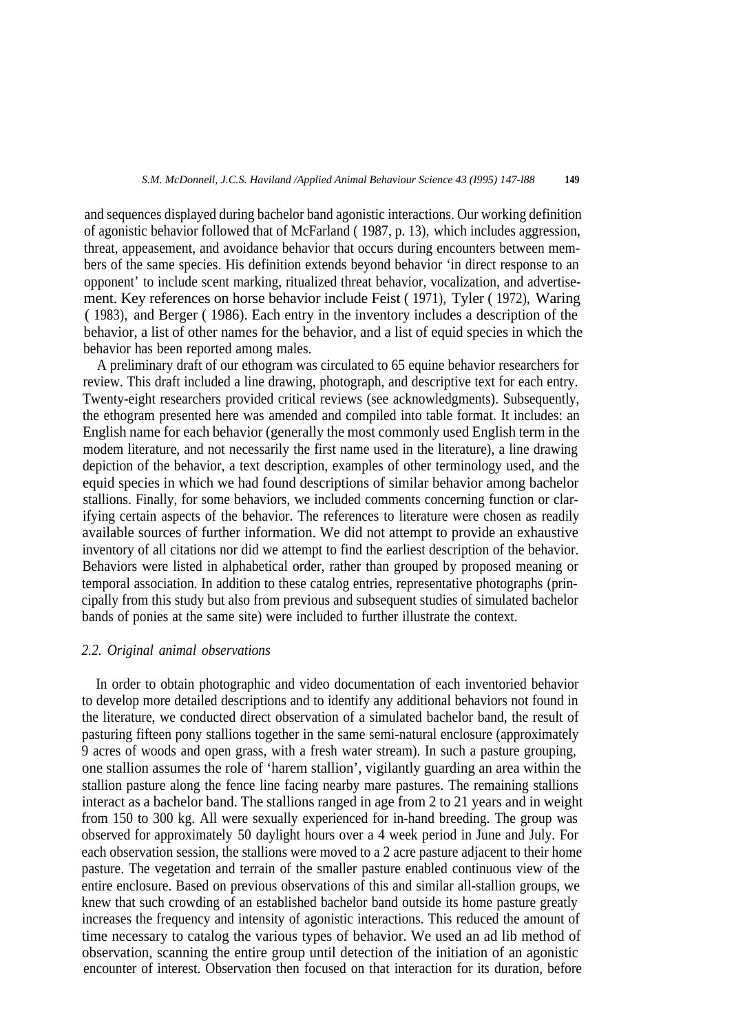and sequences displayed during bachelor band agonistic interactions. Our working definition of agonistic behavior followed that of McFarland ( 1987, p. 13), which includes aggression, threat, appeasement, and avoidance behavior that occurs during encounters between members of the same species. His definition extends beyond behavior 'in direct response to an opponent' to include scent marking, ritualized threat behavior, vocalization, and advertisement. Key references on horse behavior include Feist ( 1971), Tyler ( 1972), Waring ( 1983), and Berger ( 1986). Each entry in the inventory includes a description of the behavior, a list of other names for the behavior, and a list of equid species in which the behavior has been reported among males.

A preliminary draft of our ethogram was circulated to 65 equine behavior researchers for review. This draft included a line drawing, photograph, and descriptive text for each entry. Twenty-eight researchers provided critical reviews (see acknowledgments). Subsequently, the ethogram presented here was amended and compiled into table format. It includes: an English name for each behavior (generally the most commonly used English term in the modem literature, and not necessarily the first name used in the literature), a line drawing depiction of the behavior, a text description, examples of other terminology used, and the equid species in which we had found descriptions of similar behavior among bachelor stallions. Finally, for some behaviors, we included comments concerning function or clarifying certain aspects of the behavior. The references to literature were chosen as readily available sources of further information. We did not attempt to provide an exhaustive inventory of all citations nor did we attempt to find the earliest description of the behavior. Behaviors were listed in alphabetical order, rather than grouped by proposed meaning or temporal association. In addition to these catalog entries, representative photographs (principally from this study but also from previous and subsequent studies of simulated bachelor bands of ponies at the same site) were included to further illustrate the context.

### *2.2. Original animal observations*

In order to obtain photographic and video documentation of each inventoried behavior to develop more detailed descriptions and to identify any additional behaviors not found in the literature, we conducted direct observation of a simulated bachelor band, the result of pasturing fifteen pony stallions together in the same semi-natural enclosure (approximately 9 acres of woods and open grass, with a fresh water stream). In such a pasture grouping, one stallion assumes the role of 'harem stallion', vigilantly guarding an area within the stallion pasture along the fence line facing nearby mare pastures. The remaining stallions interact as a bachelor band. The stallions ranged in age from 2 to 21 years and in weight from 150 to 300 kg. All were sexually experienced for in-hand breeding. The group was observed for approximately 50 daylight hours over a 4 week period in June and July. For each observation session, the stallions were moved to a 2 acre pasture adjacent to their home pasture. The vegetation and terrain of the smaller pasture enabled continuous view of the entire enclosure. Based on previous observations of this and similar all-stallion groups, we knew that such crowding of an established bachelor band outside its home pasture greatly increases the frequency and intensity of agonistic interactions. This reduced the amount of time necessary to catalog the various types of behavior. We used an ad lib method of observation, scanning the entire group until detection of the initiation of an agonistic encounter of interest. Observation then focused on that interaction for its duration, before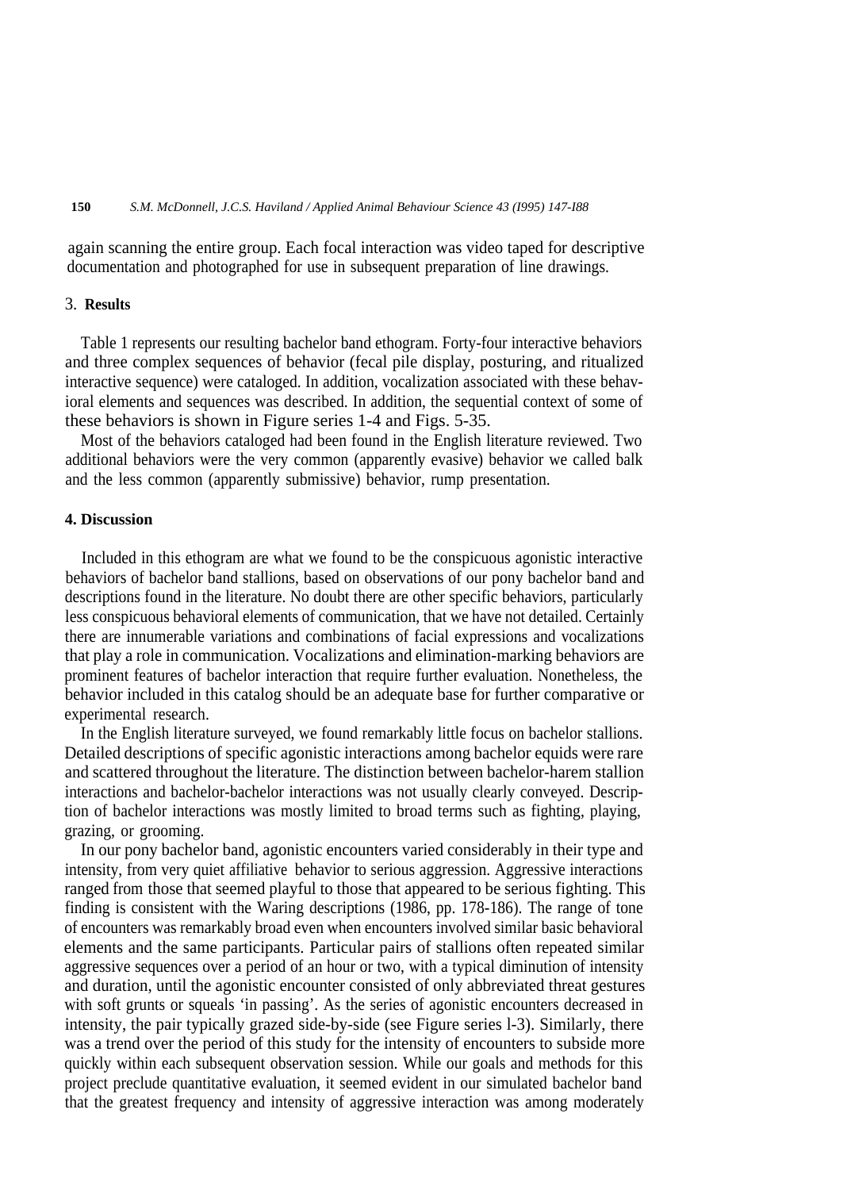again scanning the entire group. Each focal interaction was video taped for descriptive documentation and photographed for use in subsequent preparation of line drawings.

## 3. Results

Table 1 represents our resulting bachelor band ethogram. Forty-four interactive behaviors and three complex sequences of behavior (fecal pile display, posturing, and ritualized interactive sequence) were cataloged. In addition, vocalization associated with these behavioral elements and sequences was described. In addition, the sequential context of some of these behaviors is shown in Figure series 1-4 and Figs. 5-35.

Most of the behaviors cataloged had been found in the English literature reviewed. Two additional behaviors were the very common (apparently evasive) behavior we called balk and the less common (apparently submissive) behavior, rump presentation.

## 4. Discussion

Included in this ethogram are what we found to be the conspicuous agonistic interactive behaviors of bachelor band stallions, based on observations of our pony bachelor band and descriptions found in the literature. No doubt there are other specific behaviors, particularly less conspicuous behavioral elements of communication, that we have not detailed. Certainly there are innumerable variations and combinations of facial expressions and vocalizations that play a role in communication. Vocalizations and elimination-marking behaviors are prominent features of bachelor interaction that require further evaluation. Nonetheless, the behavior included in this catalog should be an adequate base for further comparative or experimental research.

In the English literature surveyed, we found remarkably little focus on bachelor stallions. Detailed descriptions of specific agonistic interactions among bachelor equids were rare and scattered throughout the literature. The distinction between bachelor-harem stallion interactions and bachelor-bachelor interactions was not usually clearly conveyed. Description of bachelor interactions was mostly limited to broad terms such as fighting, playing, grazing, or grooming.

In our pony bachelor band, agonistic encounters varied considerably in their type and intensity, from very quiet affiliative behavior to serious aggression. Aggressive interactions ranged from those that seemed playful to those that appeared to be serious fighting. This finding is consistent with the Waring descriptions (1986, pp. 178-186). The range of tone of encounters was remarkably broad even when encounters involved similar basic behavioral elements and the same participants. Particular pairs of stallions often repeated similar aggressive sequences over a period of an hour or two, with a typical diminution of intensity and duration, until the agonistic encounter consisted of only abbreviated threat gestures with soft grunts or squeals 'in passing'. As the series of agonistic encounters decreased in intensity, the pair typically grazed side-by-side (see Figure series 1-3). Similarly, there was a trend over the period of this study for the intensity of encounters to subside more quickly within each subsequent observation session. While our goals and methods for this project preclude quantitative evaluation, it seemed evident in our simulated bachelor band that the greatest frequency and intensity of aggressive interaction was among moderately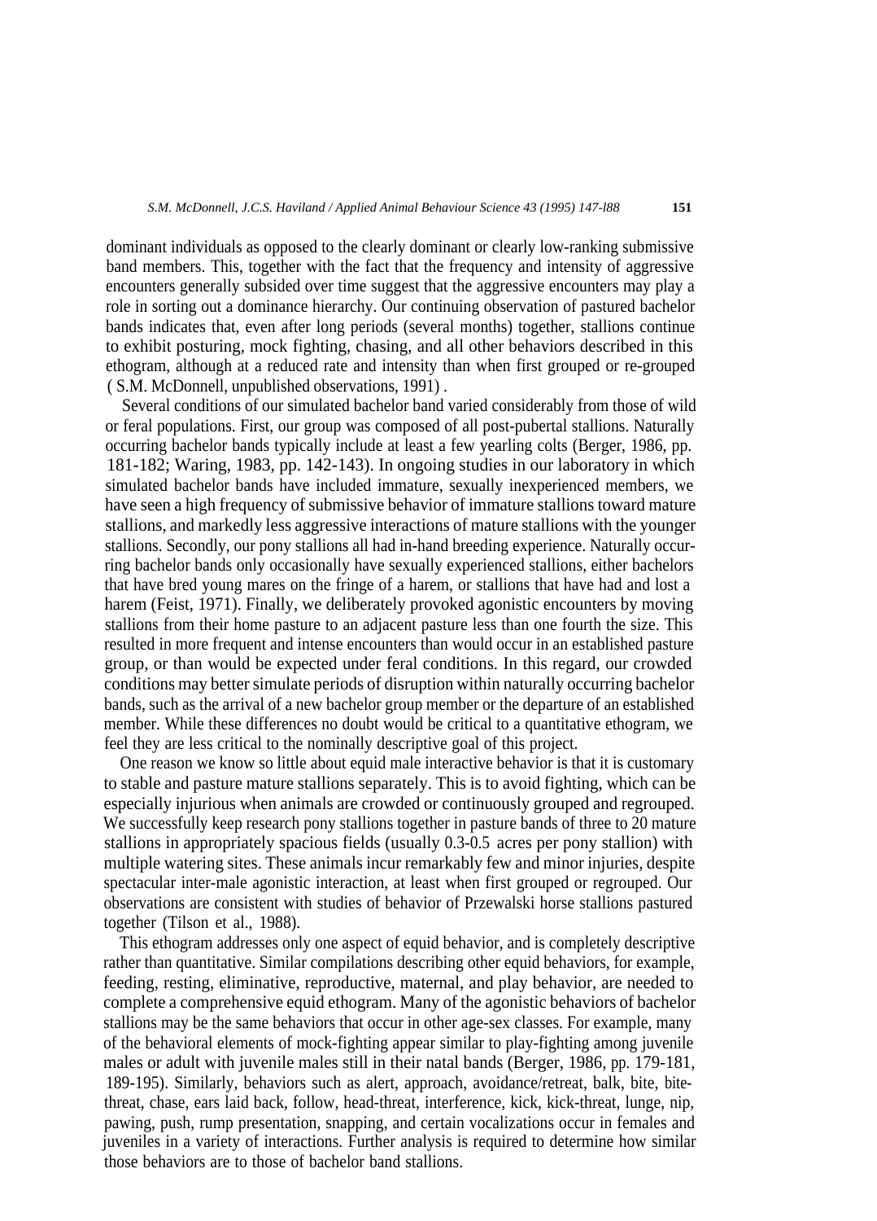dominant individuals as opposed to the clearly dominant or clearly low-ranking submissive band members. This, together with the fact that the frequency and intensity of aggressive encounters generally subsided over time suggest that the aggressive encounters may play a role in sorting out a dominance hierarchy. Our continuing observation of pastured bachelor bands indicates that, even after long periods (several months) together, stallions continue to exhibit posturing, mock fighting, chasing, and all other behaviors described in this ethogram, although at a reduced rate and intensity than when first grouped or re-grouped ( S.M. McDonnell, unpublished observations, 1991) .

Several conditions of our simulated bachelor band varied considerably from those of wild or feral populations. First, our group was composed of all post-pubertal stallions. Naturally occurring bachelor bands typically include at least a few yearling colts (Berger, 1986, pp. 181-182; Waring, 1983, pp. 142-143). In ongoing studies in our laboratory in which simulated bachelor bands have included immature, sexually inexperienced members, we have seen a high frequency of submissive behavior of immature stallions toward mature stallions, and markedly less aggressive interactions of mature stallions with the younger stallions. Secondly, our pony stallions all had in-hand breeding experience. Naturally occurring bachelor bands only occasionally have sexually experienced stallions, either bachelors that have bred young mares on the fringe of a harem, or stallions that have had and lost a harem (Feist, 1971). Finally, we deliberately provoked agonistic encounters by moving stallions from their home pasture to an adjacent pasture less than one fourth the size. This resulted in more frequent and intense encounters than would occur in an established pasture group, or than would be expected under feral conditions. In this regard, our crowded conditions may better simulate periods of disruption within naturally occurring bachelor bands, such as the arrival of a new bachelor group member or the departure of an established member. While these differences no doubt would be critical to a quantitative ethogram, we feel they are less critical to the nominally descriptive goal of this project.

One reason we know so little about equid male interactive behavior is that it is customary to stable and pasture mature stallions separately. This is to avoid fighting, which can be especially injurious when animals are crowded or continuously grouped and regrouped. We successfully keep research pony stallions together in pasture bands of three to 20 mature stallions in appropriately spacious fields (usually 0.3-0.5 acres per pony stallion) with multiple watering sites. These animals incur remarkably few and minor injuries, despite spectacular inter-male agonistic interaction, at least when first grouped or regrouped. Our observations are consistent with studies of behavior of Przewalski horse stallions pastured together (Tilson et al., 1988).

This ethogram addresses only one aspect of equid behavior, and is completely descriptive rather than quantitative. Similar compilations describing other equid behaviors, for example, feeding, resting, eliminative, reproductive, maternal, and play behavior, are needed to complete a comprehensive equid ethogram. Many of the agonistic behaviors of bachelor stallions may be the same behaviors that occur in other age-sex classes. For example, many of the behavioral elements of mock-fighting appear similar to play-fighting among juvenile males or adult with juvenile males still in their natal bands (Berger, 1986, pp. 179-181, 189-195). Similarly, behaviors such as alert, approach, avoidance/retreat, balk, bite, bite-threat, chase, ears laid back, follow, head-threat, interference, kick, kick-threat, lunge, nip, pawing, push, rump presentation, snapping, and certain vocalizations occur in females and juveniles in a variety of interactions. Further analysis is required to determine how similar those behaviors are to those of bachelor band stallions.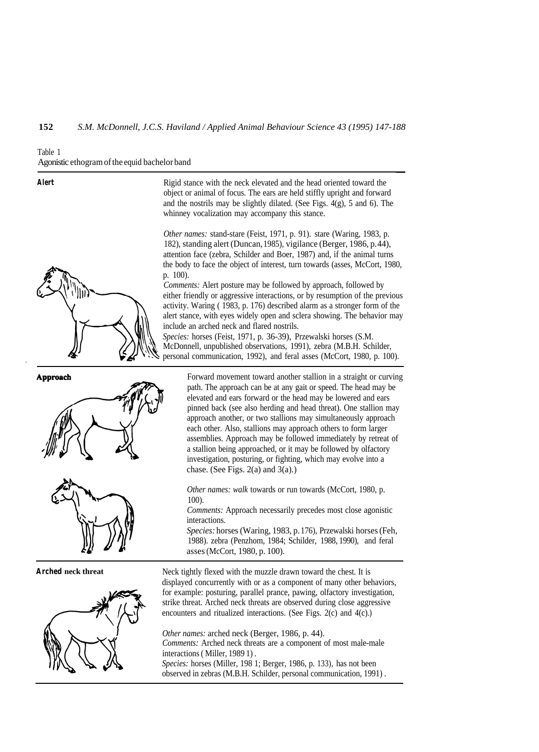Table 1
Agonistic ethogram of the equid bachelor band

| Behavior | Description |
| --- | --- |
| **Alert** | Rigid stance with the neck elevated and the head oriented toward the object or animal of focus. The ears are held stiffly upright and forward and the nostrils may be slightly dilated. (See Figs. 4(g), 5 and 6). The whinney vocalization may accompany this stance.<br><br>*Other names:* stand-stare (Feist, 1971, p. 91). stare (Waring, 1983, p. 182), standing alert (Duncan, 1985), vigilance (Berger, 1986, p. 44), attention face (zebra, Schilder and Boer, 1987) and, if the animal turns the body to face the object of interest, turn towards (asses, McCort, 1980, p. 100).<br>*Comments:* Alert posture may be followed by approach, followed by either friendly or aggressive interactions, or by resumption of the previous activity. Waring ( 1983, p. 176) described alarm as a stronger form of the alert stance, with eyes widely open and sclera showing. The behavior may include an arched neck and flared nostrils.<br>*Species:* horses (Feist, 1971, p. 36-39), Przewalski horses (S.M. McDonnell, unpublished observations, 1991), zebra (M.B.H. Schilder, personal communication, 1992), and feral asses (McCort, 1980, p. 100). |
| **Approach** | Forward movement toward another stallion in a straight or curving path. The approach can be at any gait or speed. The head may be elevated and ears forward or the head may be lowered and ears pinned back (see also herding and head threat). One stallion may approach another, or two stallions may simultaneously approach each other. Also, stallions may approach others to form larger assemblies. Approach may be followed immediately by retreat of a stallion being approached, or it may be followed by olfactory investigation, posturing, or fighting, which may evolve into a chase. (See Figs. 2(a) and 3(a).)<br><br>*Other names: walk* towards or run towards (McCort, 1980, p. 100).<br>*Comments:* Approach necessarily precedes most close agonistic interactions.<br>*Species:* horses (Waring, 1983, p. 176), Przewalski horses (Feh, 1988). zebra (Penzhorn, 1984; Schilder, 1988, 1990), and feral asses (McCort, 1980, p. 100). |
| **Arched neck threat** | Neck tightly flexed with the muzzle drawn toward the chest. It is displayed concurrently with or as a component of many other behaviors, for example: posturing, parallel prance, pawing, olfactory investigation, strike threat. Arched neck threats are observed during close aggressive encounters and ritualized interactions. (See Figs. 2(c) and 4(c).)<br><br>*Other names:* arched neck (Berger, 1986, p. 44).<br>*Comments:* Arched neck threats are a component of most male-male interactions ( Miller, 1989 1) .<br>*Species:* horses (Miller, 198 1; Berger, 1986, p. 133), has not been observed in zebras (M.B.H. Schilder, personal communication, 1991) . |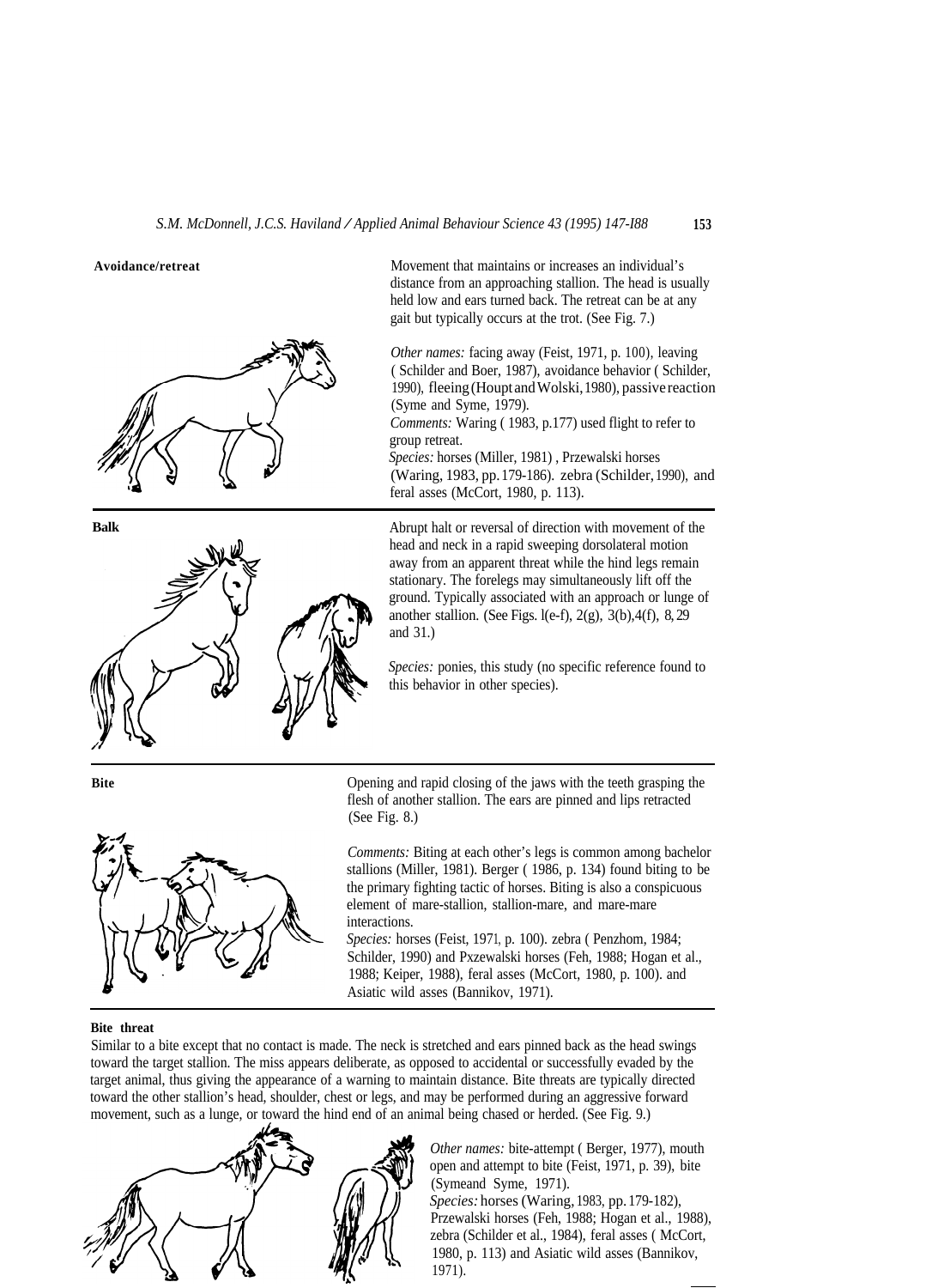**Avoidance/retreat**

Movement that maintains or increases an individual's distance from an approaching stallion. The head is usually held low and ears turned back. The retreat can be at any gait but typically occurs at the trot. (See Fig. 7.)

*Other names:* facing away (Feist, 1971, p. 100), leaving ( Schilder and Boer, 1987), avoidance behavior ( Schilder, 1990), fleeing (Houpt and Wolski, 1980), passive reaction (Syme and Syme, 1979).
*Comments:* Waring ( 1983, p.177) used flight to refer to group retreat.
*Species:* horses (Miller, 1981) , Przewalski horses (Waring, 1983, pp. 179-186). zebra (Schilder, 1990), and feral asses (McCort, 1980, p. 113).

---

**Balk**

Abrupt halt or reversal of direction with movement of the head and neck in a rapid sweeping dorsolateral motion away from an apparent threat while the hind legs remain stationary. The forelegs may simultaneously lift off the ground. Typically associated with an approach or lunge of another stallion. (See Figs. l(e-f), 2(g), 3(b),4(f), 8, 29 and 31.)

*Species:* ponies, this study (no specific reference found to this behavior in other species).

---

**Bite**

Opening and rapid closing of the jaws with the teeth grasping the flesh of another stallion. The ears are pinned and lips retracted (See Fig. 8.)

*Comments:* Biting at each other's legs is common among bachelor stallions (Miller, 1981). Berger ( 1986, p. 134) found biting to be the primary fighting tactic of horses. Biting is also a conspicuous element of mare-stallion, stallion-mare, and mare-mare interactions.
*Species:* horses (Feist, 1971, p. 100). zebra ( Penzhom, 1984; Schilder, 1990) and Pxzewalski horses (Feh, 1988; Hogan et al., 1988; Keiper, 1988), feral asses (McCort, 1980, p. 100). and Asiatic wild asses (Bannikov, 1971).

---

**Bite threat**

Similar to a bite except that no contact is made. The neck is stretched and ears pinned back as the head swings toward the target stallion. The miss appears deliberate, as opposed to accidental or successfully evaded by the target animal, thus giving the appearance of a warning to maintain distance. Bite threats are typically directed toward the other stallion's head, shoulder, chest or legs, and may be performed during an aggressive forward movement, such as a lunge, or toward the hind end of an animal being chased or herded. (See Fig. 9.)

*Other names:* bite-attempt ( Berger, 1977), mouth open and attempt to bite (Feist, 1971, p. 39), bite (Symeand Syme, 1971).
*Species:* horses (Waring, 1983, pp. 179-182), Przewalski horses (Feh, 1988; Hogan et al., 1988), zebra (Schilder et al., 1984), feral asses ( McCort, 1980, p. 113) and Asiatic wild asses (Bannikov, 1971).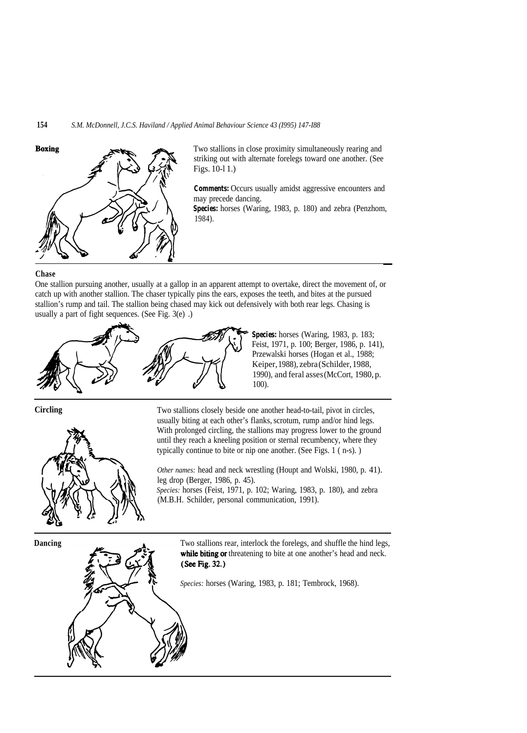**Boxing**

Two stallions in close proximity simultaneously rearing and striking out with alternate forelegs toward one another. (See Figs. 10-l 1.)

**Comments:** Occurs usually amidst aggressive encounters and may precede dancing.
**Species:** horses (Waring, 1983, p. 180) and zebra (Penzhom, 1984).

**Chase**

One stallion pursuing another, usually at a gallop in an apparent attempt to overtake, direct the movement of, or catch up with another stallion. The chaser typically pins the ears, exposes the teeth, and bites at the pursued stallion's rump and tail. The stallion being chased may kick out defensively with both rear legs. Chasing is usually a part of fight sequences. (See Fig. 3(e) .)

**Species:** horses (Waring, 1983, p. 183; Feist, 1971, p. 100; Berger, 1986, p. 141), Przewalski horses (Hogan et al., 1988; Keiper, 1988), zebra (Schilder, 1988, 1990), and feral asses (McCort, 1980, p. 100).

**Circling**

Two stallions closely beside one another head-to-tail, pivot in circles, usually biting at each other's flanks, scrotum, rump and/or hind legs. With prolonged circling, the stallions may progress lower to the ground until they reach a kneeling position or sternal recumbency, where they typically continue to bite or nip one another. (See Figs. 1 ( n-s). )

*Other names:* head and neck wrestling (Houpt and Wolski, 1980, p. 41). leg drop (Berger, 1986, p. 45).
*Species:* horses (Feist, 1971, p. 102; Waring, 1983, p. 180), and zebra (M.B.H. Schilder, personal communication, 1991).

**Dancing**

Two stallions rear, interlock the forelegs, and shuffle the hind legs, **while biting or** threatening to bite at one another's head and neck. **(See Fig. 32.)**

*Species:* horses (Waring, 1983, p. 181; Tembrock, 1968).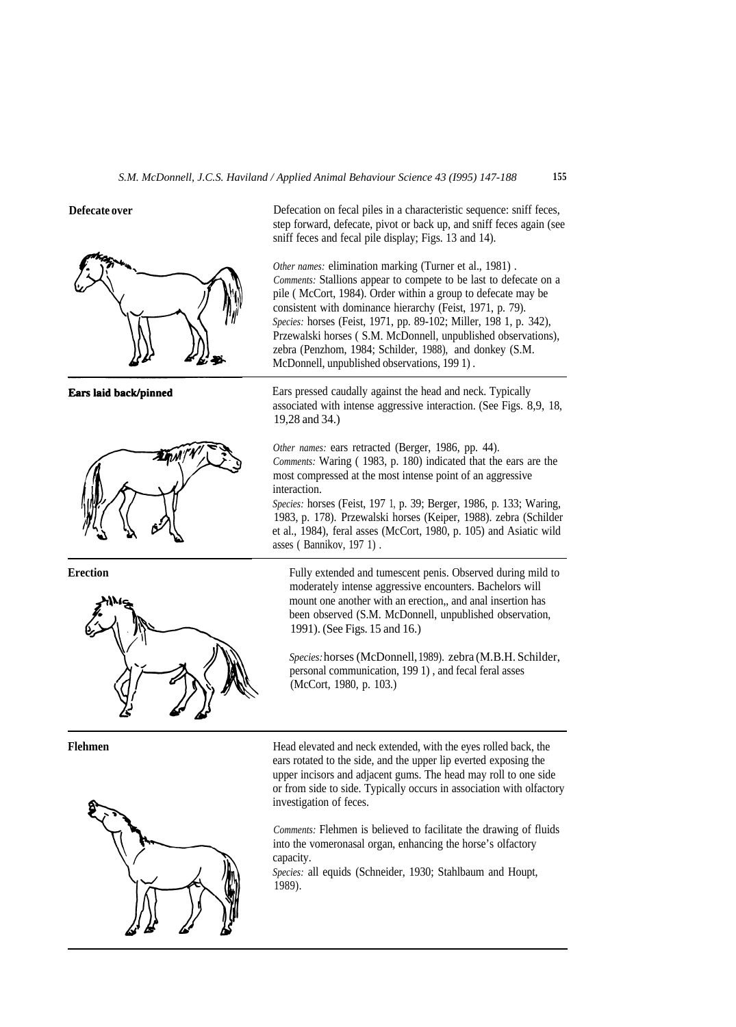**Defecate over**

Defecation on fecal piles in a characteristic sequence: sniff feces, step forward, defecate, pivot or back up, and sniff feces again (see sniff feces and fecal pile display; Figs. 13 and 14).

*Other names:* elimination marking (Turner et al., 1981) .
*Comments:* Stallions appear to compete to be last to defecate on a pile ( McCort, 1984). Order within a group to defecate may be consistent with dominance hierarchy (Feist, 1971, p. 79).
*Species:* horses (Feist, 1971, pp. 89-102; Miller, 198 1, p. 342), Przewalski horses ( S.M. McDonnell, unpublished observations), zebra (Penzhorn, 1984; Schilder, 1988), and donkey (S.M. McDonnell, unpublished observations, 199 1) .

---

**Ears laid back/pinned**

Ears pressed caudally against the head and neck. Typically associated with intense aggressive interaction. (See Figs. 8,9, 18, 19,28 and 34.)

*Other names:* ears retracted (Berger, 1986, pp. 44).
*Comments:* Waring ( 1983, p. 180) indicated that the ears are the most compressed at the most intense point of an aggressive interaction.
*Species:* horses (Feist, 197 1, p. 39; Berger, 1986, p. 133; Waring, 1983, p. 178). Przewalski horses (Keiper, 1988). zebra (Schilder et al., 1984), feral asses (McCort, 1980, p. 105) and Asiatic wild asses ( Bannikov, 197 1) .

---

**Erection**

Fully extended and tumescent penis. Observed during mild to moderately intense aggressive encounters. Bachelors will mount one another with an erection,, and anal insertion has been observed (S.M. McDonnell, unpublished observation, 1991). (See Figs. 15 and 16.)

*Species:* horses (McDonnell, 1989). zebra (M.B.H. Schilder, personal communication, 199 1) , and fecal feral asses (McCort, 1980, p. 103.)

---

**Flehmen**

Head elevated and neck extended, with the eyes rolled back, the ears rotated to the side, and the upper lip everted exposing the upper incisors and adjacent gums. The head may roll to one side or from side to side. Typically occurs in association with olfactory investigation of feces.

*Comments:* Flehmen is believed to facilitate the drawing of fluids into the vomeronasal organ, enhancing the horse's olfactory capacity.
*Species:* all equids (Schneider, 1930; Stahlbaum and Houpt, 1989).

---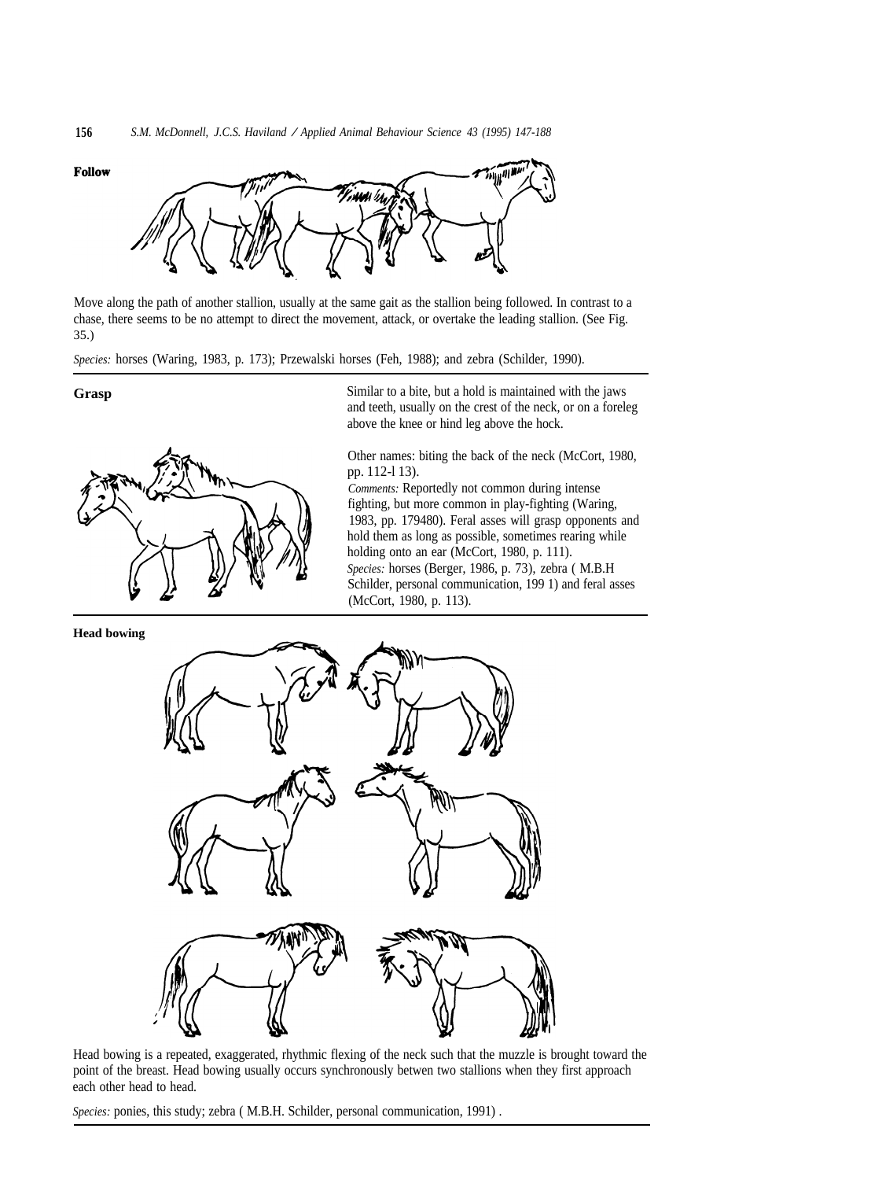**Follow**

Move along the path of another stallion, usually at the same gait as the stallion being followed. In contrast to a chase, there seems to be no attempt to direct the movement, attack, or overtake the leading stallion. (See Fig. 35.)

*Species:* horses (Waring, 1983, p. 173); Przewalski horses (Feh, 1988); and zebra (Schilder, 1990).

---

**Grasp**

Similar to a bite, but a hold is maintained with the jaws and teeth, usually on the crest of the neck, or on a foreleg above the knee or hind leg above the hock.

Other names: biting the back of the neck (McCort, 1980, pp. 112-l 13).
*Comments:* Reportedly not common during intense fighting, but more common in play-fighting (Waring, 1983, pp. 179480). Feral asses will grasp opponents and hold them as long as possible, sometimes rearing while holding onto an ear (McCort, 1980, p. 111).
*Species:* horses (Berger, 1986, p. 73), zebra ( M.B.H Schilder, personal communication, 199 1) and feral asses (McCort, 1980, p. 113).

---

**Head bowing**

Head bowing is a repeated, exaggerated, rhythmic flexing of the neck such that the muzzle is brought toward the point of the breast. Head bowing usually occurs synchronously betwen two stallions when they first approach each other head to head.

*Species:* ponies, this study; zebra ( M.B.H. Schilder, personal communication, 1991) .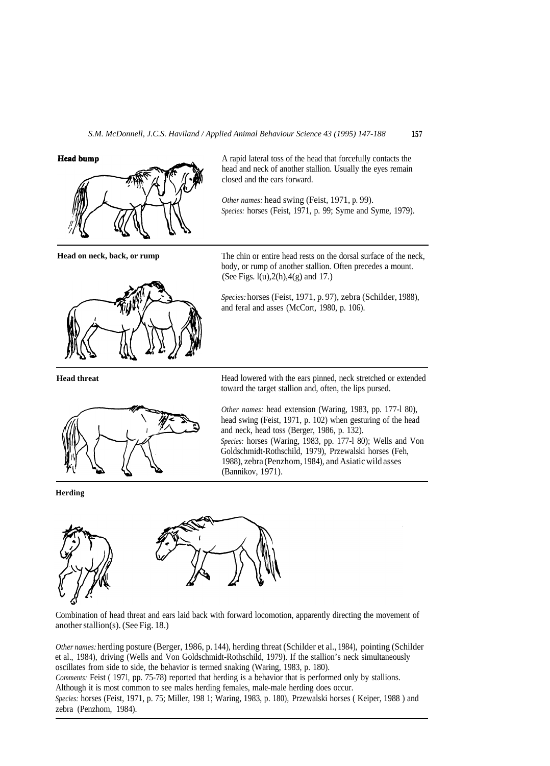**Head bump**

A rapid lateral toss of the head that forcefully contacts the head and neck of another stallion. Usually the eyes remain closed and the ears forward.

*Other names:* head swing (Feist, 1971, p. 99).
*Species:* horses (Feist, 1971, p. 99; Syme and Syme, 1979).

---

**Head on neck, back, or rump**

The chin or entire head rests on the dorsal surface of the neck, body, or rump of another stallion. Often precedes a mount. (See Figs. 1(u),2(h),4(g) and 17.)

*Species:* horses (Feist, 1971, p. 97), zebra (Schilder, 1988), and feral and asses (McCort, 1980, p. 106).

---

**Head threat**

Head lowered with the ears pinned, neck stretched or extended toward the target stallion and, often, the lips pursed.

*Other names:* head extension (Waring, 1983, pp. 177-180), head swing (Feist, 1971, p. 102) when gesturing of the head and neck, head toss (Berger, 1986, p. 132).
*Species:* horses (Waring, 1983, pp. 177-180); Wells and Von Goldschmidt-Rothschild, 1979), Przewalski horses (Feh, 1988), zebra (Penzhorn, 1984), and Asiatic wild asses (Bannikov, 1971).

---

**Herding**

Combination of head threat and ears laid back with forward locomotion, apparently directing the movement of another stallion(s). (See Fig. 18.)

*Other names:* herding posture (Berger, 1986, p. 144), herding threat (Schilder et al., 1984), pointing (Schilder et al., 1984), driving (Wells and Von Goldschmidt-Rothschild, 1979). If the stallion's neck simultaneously oscillates from side to side, the behavior is termed snaking (Waring, 1983, p. 180).
*Comments:* Feist ( 1971, pp. 75-78) reported that herding is a behavior that is performed only by stallions. Although it is most common to see males herding females, male-male herding does occur.
*Species:* horses (Feist, 1971, p. 75; Miller, 1981; Waring, 1983, p. 180), Przewalski horses ( Keiper, 1988 ) and zebra (Penzhorn, 1984).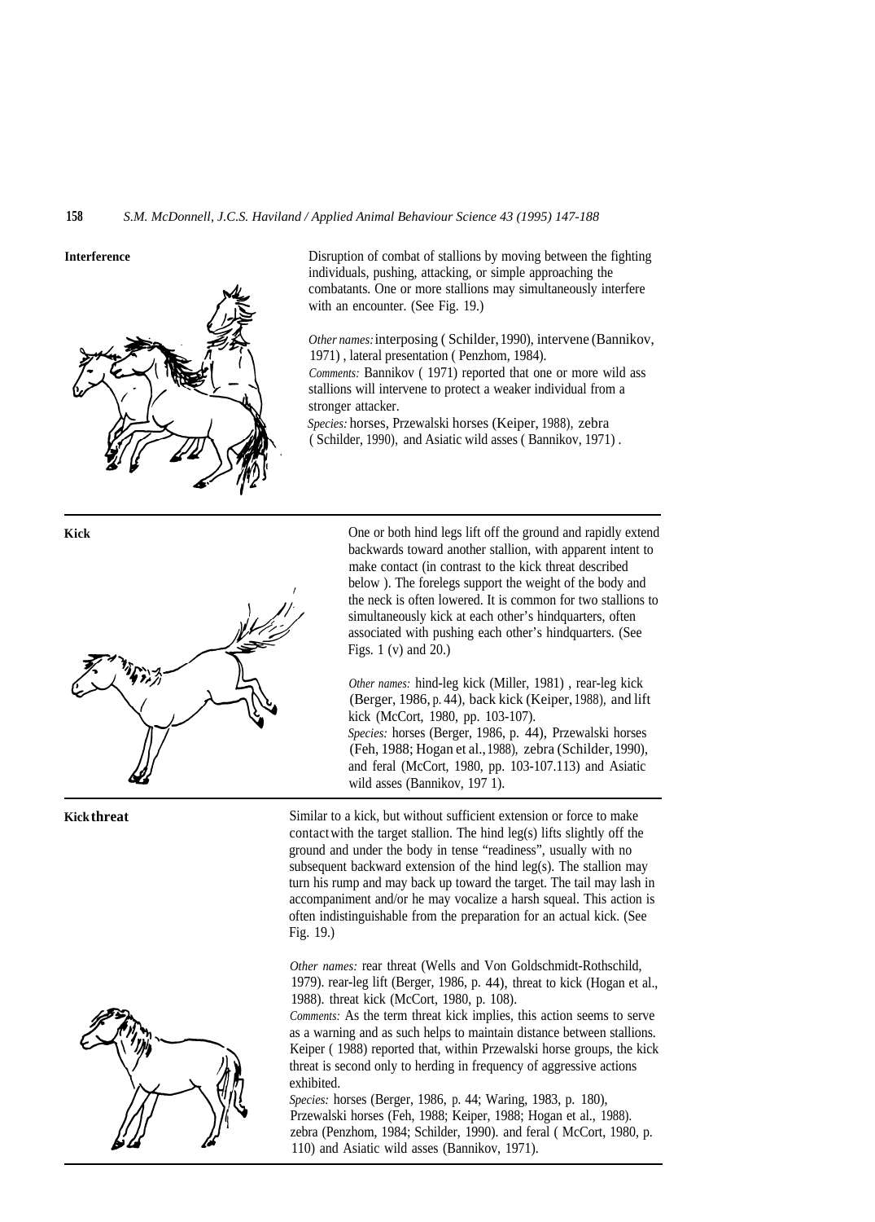**Interference**

Disruption of combat of stallions by moving between the fighting individuals, pushing, attacking, or simple approaching the combatants. One or more stallions may simultaneously interfere with an encounter. (See Fig. 19.)

*Other names:* interposing ( Schilder, 1990), intervene (Bannikov, 1971) , lateral presentation ( Penzhom, 1984).
*Comments:* Bannikov ( 1971) reported that one or more wild ass stallions will intervene to protect a weaker individual from a stronger attacker.
*Species:* horses, Przewalski horses (Keiper, 1988), zebra ( Schilder, 1990), and Asiatic wild asses ( Bannikov, 1971) .

---

**Kick**

One or both hind legs lift off the ground and rapidly extend backwards toward another stallion, with apparent intent to make contact (in contrast to the kick threat described below ). The forelegs support the weight of the body and the neck is often lowered. It is common for two stallions to simultaneously kick at each other's hindquarters, often associated with pushing each other's hindquarters. (See Figs. 1 (v) and 20.)

*Other names:* hind-leg kick (Miller, 1981) , rear-leg kick (Berger, 1986, p. 44), back kick (Keiper, 1988), and lift kick (McCort, 1980, pp. 103-107).
*Species:* horses (Berger, 1986, p. 44), Przewalski horses (Feh, 1988; Hogan et al., 1988), zebra (Schilder, 1990), and feral (McCort, 1980, pp. 103-107.113) and Asiatic wild asses (Bannikov, 197 1).

---

**Kick threat**

Similar to a kick, but without sufficient extension or force to make contact with the target stallion. The hind leg(s) lifts slightly off the ground and under the body in tense "readiness", usually with no subsequent backward extension of the hind leg(s). The stallion may turn his rump and may back up toward the target. The tail may lash in accompaniment and/or he may vocalize a harsh squeal. This action is often indistinguishable from the preparation for an actual kick. (See Fig. 19.)

*Other names:* rear threat (Wells and Von Goldschmidt-Rothschild, 1979). rear-leg lift (Berger, 1986, p. 44), threat to kick (Hogan et al., 1988). threat kick (McCort, 1980, p. 108).
*Comments:* As the term threat kick implies, this action seems to serve as a warning and as such helps to maintain distance between stallions. Keiper ( 1988) reported that, within Przewalski horse groups, the kick threat is second only to herding in frequency of aggressive actions exhibited.
*Species:* horses (Berger, 1986, p. 44; Waring, 1983, p. 180), Przewalski horses (Feh, 1988; Keiper, 1988; Hogan et al., 1988). zebra (Penzhom, 1984; Schilder, 1990). and feral ( McCort, 1980, p. 110) and Asiatic wild asses (Bannikov, 1971).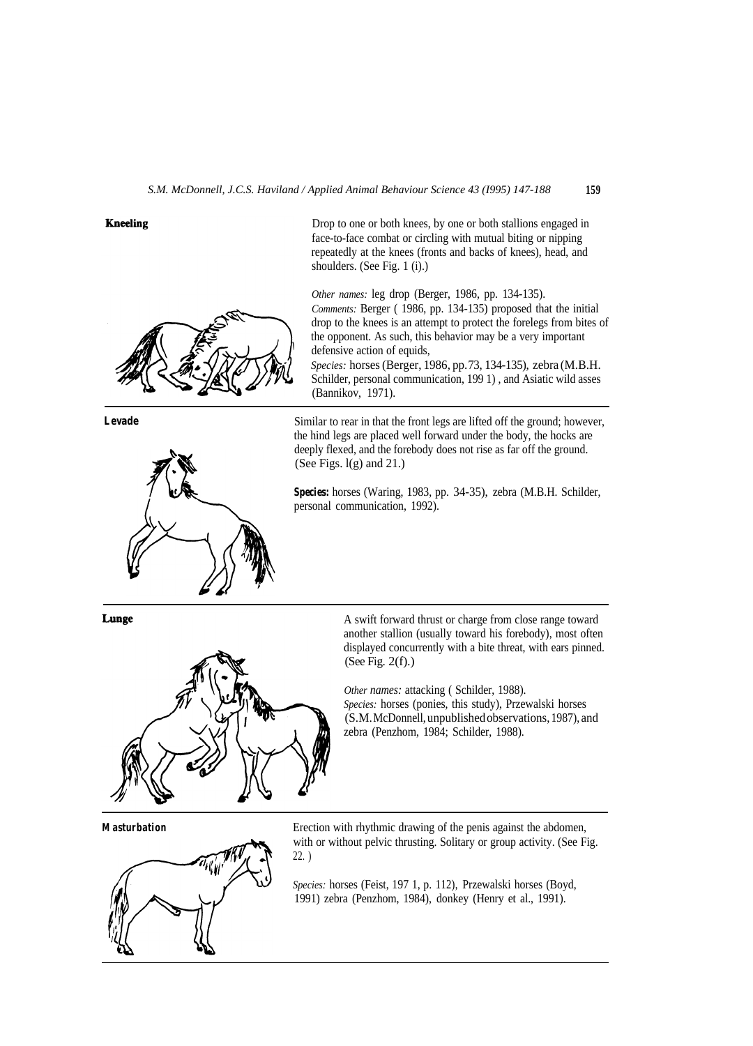**Kneeling**

Drop to one or both knees, by one or both stallions engaged in face-to-face combat or circling with mutual biting or nipping repeatedly at the knees (fronts and backs of knees), head, and shoulders. (See Fig. 1 (i).)

*Other names:* leg drop (Berger, 1986, pp. 134-135).
*Comments:* Berger ( 1986, pp. 134-135) proposed that the initial drop to the knees is an attempt to protect the forelegs from bites of the opponent. As such, this behavior may be a very important defensive action of equids,
*Species:* horses (Berger, 1986, pp. 73, 134-135), zebra (M.B.H. Schilder, personal communication, 199 1) , and Asiatic wild asses (Bannikov, 1971).

**Levade**

Similar to rear in that the front legs are lifted off the ground; however, the hind legs are placed well forward under the body, the hocks are deeply flexed, and the forebody does not rise as far off the ground. (See Figs. l(g) and 21.)

***Species:*** horses (Waring, 1983, pp. 34-35), zebra (M.B.H. Schilder, personal communication, 1992).

**Lunge**

A swift forward thrust or charge from close range toward another stallion (usually toward his forebody), most often displayed concurrently with a bite threat, with ears pinned. (See Fig. 2(f).)

*Other names:* attacking ( Schilder, 1988).
*Species:* horses (ponies, this study), Przewalski horses (S.M. McDonnell, unpublished observations, 1987), and zebra (Penzhom, 1984; Schilder, 1988).

**Masturbation**

Erection with rhythmic drawing of the penis against the abdomen, with or without pelvic thrusting. Solitary or group activity. (See Fig. 22. )

*Species:* horses (Feist, 197 1, p. 112), Przewalski horses (Boyd, 1991) zebra (Penzhom, 1984), donkey (Henry et al., 1991).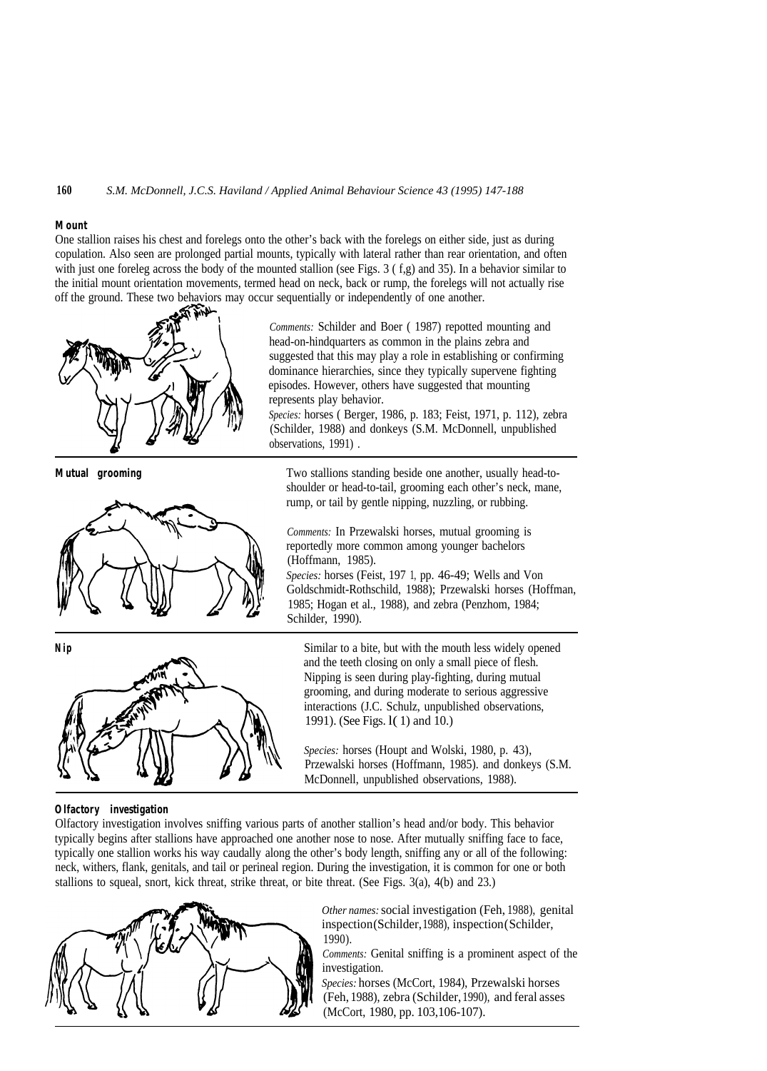#### Mount

One stallion raises his chest and forelegs onto the other's back with the forelegs on either side, just as during copulation. Also seen are prolonged partial mounts, typically with lateral rather than rear orientation, and often with just one foreleg across the body of the mounted stallion (see Figs. 3 ( f,g) and 35). In a behavior similar to the initial mount orientation movements, termed head on neck, back or rump, the forelegs will not actually rise off the ground. These two behaviors may occur sequentially or independently of one another.

*Comments:* Schilder and Boer ( 1987) repotted mounting and head-on-hindquarters as common in the plains zebra and suggested that this may play a role in establishing or confirming dominance hierarchies, since they typically supervene fighting episodes. However, others have suggested that mounting represents play behavior.

*Species:* horses ( Berger, 1986, p. 183; Feist, 1971, p. 112), zebra (Schilder, 1988) and donkeys (S.M. McDonnell, unpublished observations, 1991) .

#### Mutual grooming

Two stallions standing beside one another, usually head-to-shoulder or head-to-tail, grooming each other's neck, mane, rump, or tail by gentle nipping, nuzzling, or rubbing.

*Comments:* In Przewalski horses, mutual grooming is reportedly more common among younger bachelors (Hoffmann, 1985).

*Species:* horses (Feist, 197 1, pp. 46-49; Wells and Von Goldschmidt-Rothschild, 1988); Przewalski horses (Hoffman, 1985; Hogan et al., 1988), and zebra (Penzhom, 1984; Schilder, 1990).

#### Nip

Similar to a bite, but with the mouth less widely opened and the teeth closing on only a small piece of flesh. Nipping is seen during play-fighting, during mutual grooming, and during moderate to serious aggressive interactions (J.C. Schulz, unpublished observations, 1991). (See Figs. l( 1) and 10.)

*Species:* horses (Houpt and Wolski, 1980, p. 43), Przewalski horses (Hoffmann, 1985). and donkeys (S.M. McDonnell, unpublished observations, 1988).

#### Olfactory investigation

Olfactory investigation involves sniffing various parts of another stallion's head and/or body. This behavior typically begins after stallions have approached one another nose to nose. After mutually sniffing face to face, typically one stallion works his way caudally along the other's body length, sniffing any or all of the following: neck, withers, flank, genitals, and tail or perineal region. During the investigation, it is common for one or both stallions to squeal, snort, kick threat, strike threat, or bite threat. (See Figs. 3(a), 4(b) and 23.)

*Other names:* social investigation (Feh, 1988), genital inspection(Schilder,1988), inspection(Schilder, 1990).

*Comments:* Genital sniffing is a prominent aspect of the investigation.

*Species:* horses (McCort, 1984), Przewalski horses (Feh, 1988), zebra (Schilder, 1990), and feral asses (McCort, 1980, pp. 103,106-107).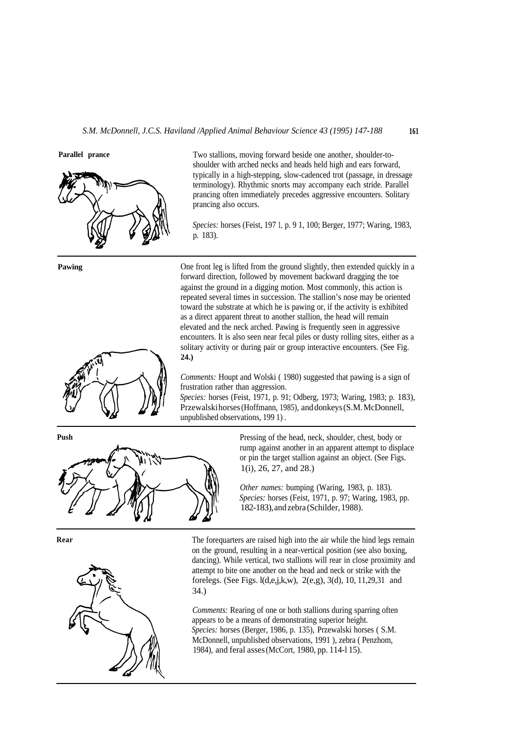**Parallel prance**

Two stallions, moving forward beside one another, shoulder-to-shoulder with arched necks and heads held high and ears forward, typically in a high-stepping, slow-cadenced trot (passage, in dressage terminology). Rhythmic snorts may accompany each stride. Parallel prancing often immediately precedes aggressive encounters. Solitary prancing also occurs.

*Species:* horses (Feist, 1971, p. 91, 100; Berger, 1977; Waring, 1983, p. 183).

---

**Pawing**

One front leg is lifted from the ground slightly, then extended quickly in a forward direction, followed by movement backward dragging the toe against the ground in a digging motion. Most commonly, this action is repeated several times in succession. The stallion's nose may be oriented toward the substrate at which he is pawing or, if the activity is exhibited as a direct apparent threat to another stallion, the head will remain elevated and the neck arched. Pawing is frequently seen in aggressive encounters. It is also seen near fecal piles or dusty rolling sites, either as a solitary activity or during pair or group interactive encounters. (See Fig. **24.)**

*Comments:* Houpt and Wolski ( 1980) suggested that pawing is a sign of frustration rather than aggression.
*Species:* horses (Feist, 1971, p. 91; Odberg, 1973; Waring, 1983; p. 183), Przewalski horses (Hoffmann, 1985), and donkeys (S.M. McDonnell, unpublished observations, 1991).

---

**Push**

Pressing of the head, neck, shoulder, chest, body or rump against another in an apparent attempt to displace or pin the target stallion against an object. (See Figs. 1(i), 26, 27, and 28.)

*Other names:* bumping (Waring, 1983, p. 183).
*Species:* horses (Feist, 1971, p. 97; Waring, 1983, pp. 182-183), and zebra (Schilder, 1988).

---

**Rear**

The forequarters are raised high into the air while the hind legs remain on the ground, resulting in a near-vertical position (see also boxing, dancing). While vertical, two stallions will rear in close proximity and attempt to bite one another on the head and neck or strike with the forelegs. (See Figs. 1(d,e,j,k,w), 2(e,g), 3(d), 10, 11, 29, 31 and 34.)

*Comments:* Rearing of one or both stallions during sparring often appears to be a means of demonstrating superior height.
*Species:* horses (Berger, 1986, p. 135), Przewalski horses ( S.M. McDonnell, unpublished observations, 1991 ), zebra ( Penzhom, 1984), and feral asses (McCort, 1980, pp. 114-115).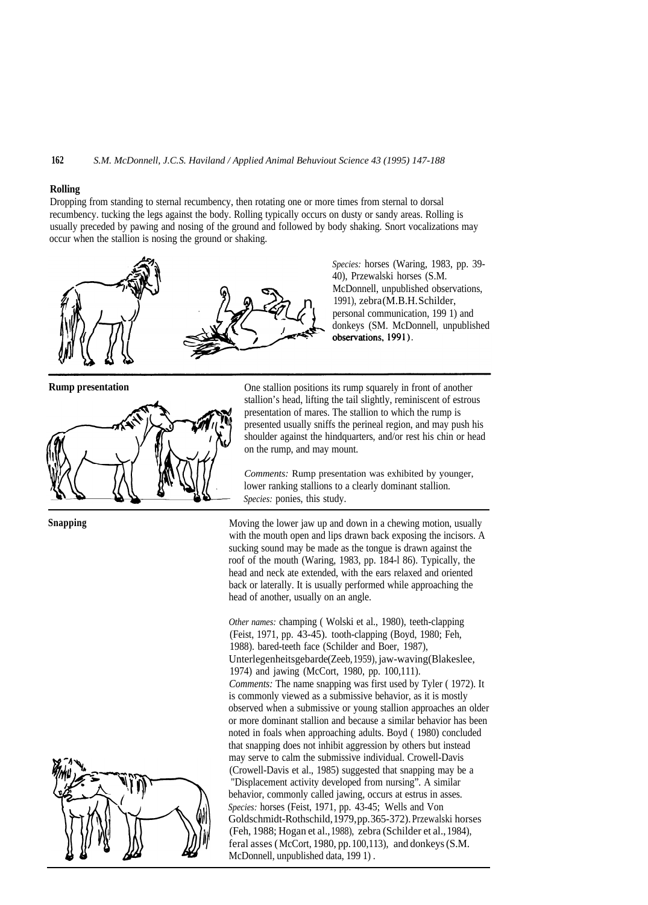### Rolling

Dropping from standing to sternal recumbency, then rotating one or more times from sternal to dorsal recumbency. tucking the legs against the body. Rolling typically occurs on dusty or sandy areas. Rolling is usually preceded by pawing and nosing of the ground and followed by body shaking. Snort vocalizations may occur when the stallion is nosing the ground or shaking.

*Species:* horses (Waring, 1983, pp. 39-40), Przewalski horses (S.M. McDonnell, unpublished observations, 1991), zebra (M.B.H. Schilder, personal communication, 199 1) and donkeys (SM. McDonnell, unpublished observations, 1991).

### Rump presentation

One stallion positions its rump squarely in front of another stallion's head, lifting the tail slightly, reminiscent of estrous presentation of mares. The stallion to which the rump is presented usually sniffs the perineal region, and may push his shoulder against the hindquarters, and/or rest his chin or head on the rump, and may mount.

*Comments:* Rump presentation was exhibited by younger, lower ranking stallions to a clearly dominant stallion.
*Species:* ponies, this study.

### Snapping

Moving the lower jaw up and down in a chewing motion, usually with the mouth open and lips drawn back exposing the incisors. A sucking sound may be made as the tongue is drawn against the roof of the mouth (Waring, 1983, pp. 184-l 86). Typically, the head and neck ate extended, with the ears relaxed and oriented back or laterally. It is usually performed while approaching the head of another, usually on an angle.

*Other names:* champing ( Wolski et al., 1980), teeth-clapping (Feist, 1971, pp. 43-45). tooth-clapping (Boyd, 1980; Feh, 1988). bared-teeth face (Schilder and Boer, 1987), Unterlegenheitsgebarde (Zeeb, 1959), jaw-waving (Blakeslee, 1974) and jawing (McCort, 1980, pp. 100,111).
*Comments:* The name snapping was first used by Tyler ( 1972). It is commonly viewed as a submissive behavior, as it is mostly observed when a submissive or young stallion approaches an older or more dominant stallion and because a similar behavior has been noted in foals when approaching adults. Boyd ( 1980) concluded that snapping does not inhibit aggression by others but instead may serve to calm the submissive individual. Crowell-Davis (Crowell-Davis et al., 1985) suggested that snapping may be a "Displacement activity developed from nursing". A similar behavior, commonly called jawing, occurs at estrus in asses.
*Species:* horses (Feist, 1971, pp. 43-45; Wells and Von Goldschmidt-Rothschild, 1979, pp. 365-372). Przewalski horses (Feh, 1988; Hogan et al., 1988), zebra (Schilder et al., 1984), feral asses (McCort, 1980, pp. 100,113), and donkeys (S.M. McDonnell, unpublished data, 199 1) .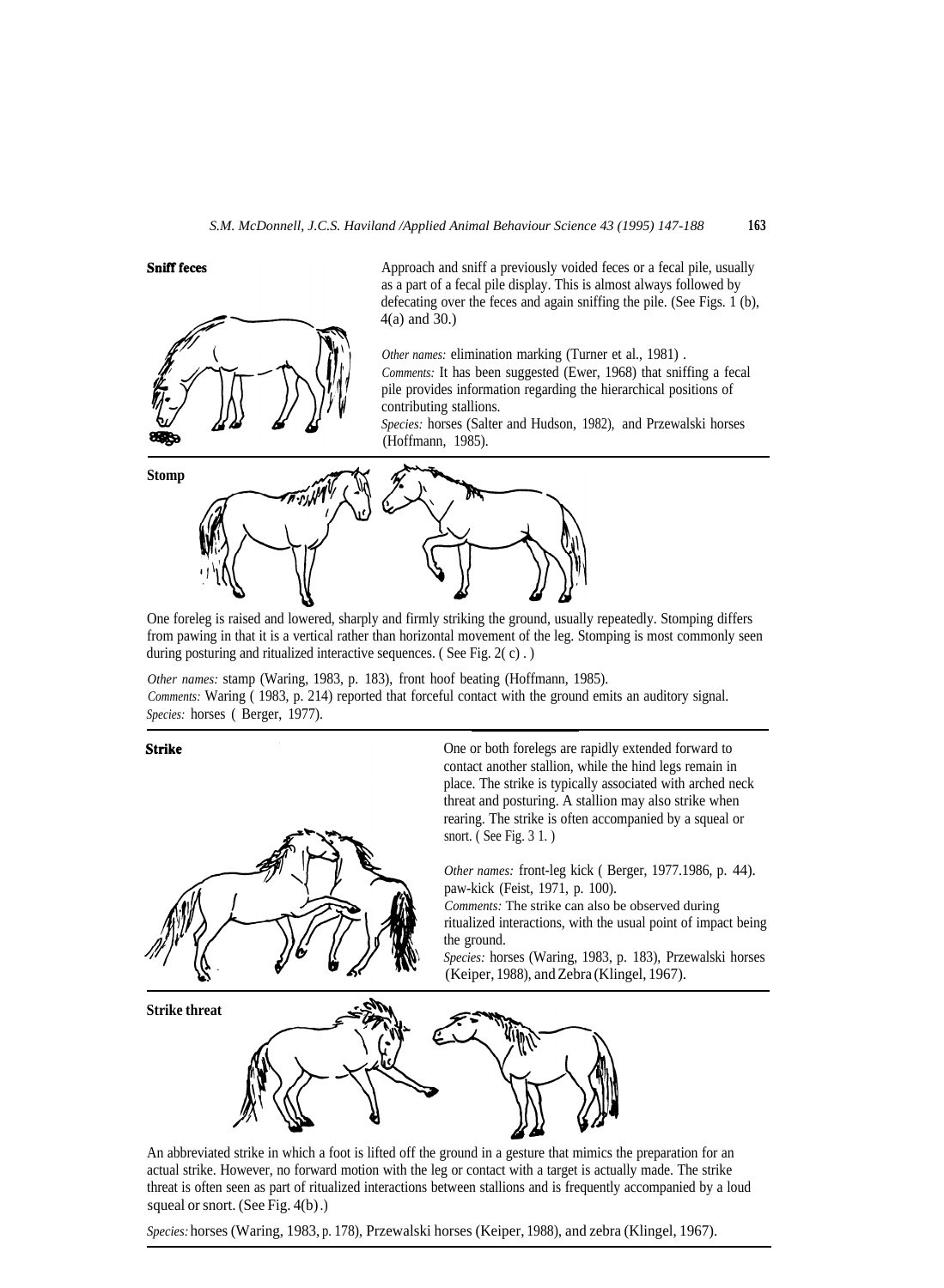**Sniff feces**

Approach and sniff a previously voided feces or a fecal pile, usually as a part of a fecal pile display. This is almost always followed by defecating over the feces and again sniffing the pile. (See Figs. 1 (b), 4(a) and 30.)

*Other names:* elimination marking (Turner et al., 1981) .
*Comments:* It has been suggested (Ewer, 1968) that sniffing a fecal pile provides information regarding the hierarchical positions of contributing stallions.
*Species:* horses (Salter and Hudson, 1982), and Przewalski horses (Hoffmann, 1985).

**Stomp**

One foreleg is raised and lowered, sharply and firmly striking the ground, usually repeatedly. Stomping differs from pawing in that it is a vertical rather than horizontal movement of the leg. Stomping is most commonly seen during posturing and ritualized interactive sequences. ( See Fig. 2( c) . )

*Other names:* stamp (Waring, 1983, p. 183), front hoof beating (Hoffmann, 1985).
*Comments:* Waring ( 1983, p. 214) reported that forceful contact with the ground emits an auditory signal.
*Species:* horses ( Berger, 1977).

**Strike**

One or both forelegs are rapidly extended forward to contact another stallion, while the hind legs remain in place. The strike is typically associated with arched neck threat and posturing. A stallion may also strike when rearing. The strike is often accompanied by a squeal or snort. ( See Fig. 3 1. )

*Other names:* front-leg kick ( Berger, 1977.1986, p. 44). paw-kick (Feist, 1971, p. 100).
*Comments:* The strike can also be observed during ritualized interactions, with the usual point of impact being the ground.
*Species:* horses (Waring, 1983, p. 183), Przewalski horses (Keiper, 1988), and Zebra (Klingel, 1967).

**Strike threat**

An abbreviated strike in which a foot is lifted off the ground in a gesture that mimics the preparation for an actual strike. However, no forward motion with the leg or contact with a target is actually made. The strike threat is often seen as part of ritualized interactions between stallions and is frequently accompanied by a loud squeal or snort. (See Fig. 4(b).)

*Species:* horses (Waring, 1983, p. 178), Przewalski horses (Keiper, 1988), and zebra (Klingel, 1967).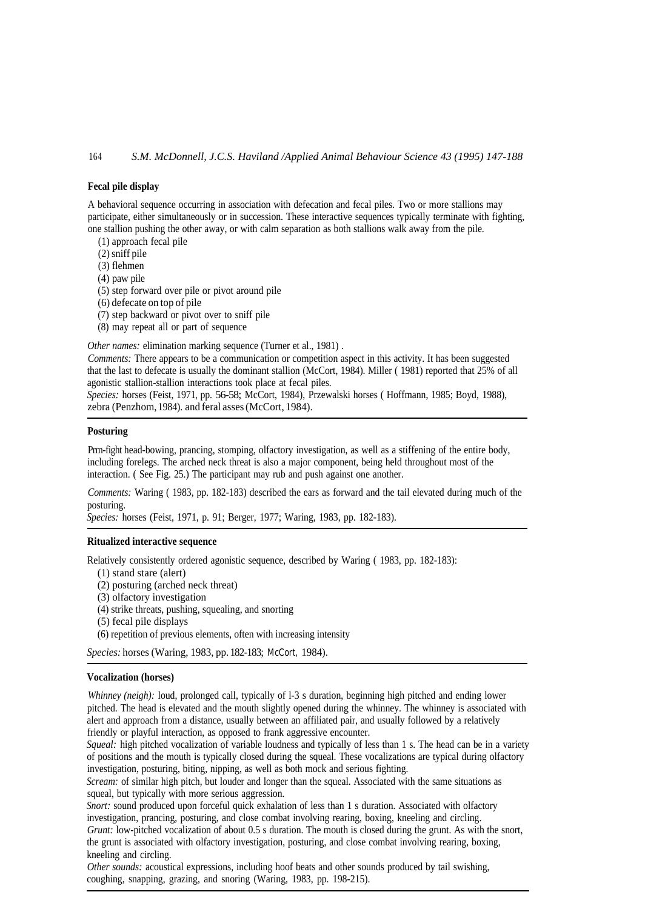**Fecal pile display**

A behavioral sequence occurring in association with defecation and fecal piles. Two or more stallions may participate, either simultaneously or in succession. These interactive sequences typically terminate with fighting, one stallion pushing the other away, or with calm separation as both stallions walk away from the pile.

(1) approach fecal pile
(2) sniff pile
(3) flehmen
(4) paw pile
(5) step forward over pile or pivot around pile
(6) defecate on top of pile
(7) step backward or pivot over to sniff pile
(8) may repeat all or part of sequence

*Other names:* elimination marking sequence (Turner et al., 1981) .

*Comments:* There appears to be a communication or competition aspect in this activity. It has been suggested that the last to defecate is usually the dominant stallion (McCort, 1984). Miller ( 1981) reported that 25% of all agonistic stallion-stallion interactions took place at fecal piles.

*Species:* horses (Feist, 1971, pp. 56-58; McCort, 1984), Przewalski horses ( Hoffmann, 1985; Boyd, 1988), zebra (Penzhom, 1984). and feral asses (McCort, 1984).

**Posturing**

Prm-fight head-bowing, prancing, stomping, olfactory investigation, as well as a stiffening of the entire body, including forelegs. The arched neck threat is also a major component, being held throughout most of the interaction. ( See Fig. 25.) The participant may rub and push against one another.

*Comments:* Waring ( 1983, pp. 182-183) described the ears as forward and the tail elevated during much of the posturing.

*Species:* horses (Feist, 1971, p. 91; Berger, 1977; Waring, 1983, pp. 182-183).

**Ritualized interactive sequence**

Relatively consistently ordered agonistic sequence, described by Waring ( 1983, pp. 182-183):

(1) stand stare (alert)
(2) posturing (arched neck threat)
(3) olfactory investigation
(4) strike threats, pushing, squealing, and snorting
(5) fecal pile displays
(6) repetition of previous elements, often with increasing intensity

*Species:* horses (Waring, 1983, pp. 182-183; McCort, 1984).

**Vocalization (horses)**

*Whinney (neigh):* loud, prolonged call, typically of l-3 s duration, beginning high pitched and ending lower pitched. The head is elevated and the mouth slightly opened during the whinney. The whinney is associated with alert and approach from a distance, usually between an affiliated pair, and usually followed by a relatively friendly or playful interaction, as opposed to frank aggressive encounter.

*Squeal:* high pitched vocalization of variable loudness and typically of less than 1 s. The head can be in a variety of positions and the mouth is typically closed during the squeal. These vocalizations are typical during olfactory investigation, posturing, biting, nipping, as well as both mock and serious fighting.

*Scream:* of similar high pitch, but louder and longer than the squeal. Associated with the same situations as squeal, but typically with more serious aggression.

*Snort:* sound produced upon forceful quick exhalation of less than 1 s duration. Associated with olfactory investigation, prancing, posturing, and close combat involving rearing, boxing, kneeling and circling.

*Grunt:* low-pitched vocalization of about 0.5 s duration. The mouth is closed during the grunt. As with the snort, the grunt is associated with olfactory investigation, posturing, and close combat involving rearing, boxing, kneeling and circling.

*Other sounds:* acoustical expressions, including hoof beats and other sounds produced by tail swishing, coughing, snapping, grazing, and snoring (Waring, 1983, pp. 198-215).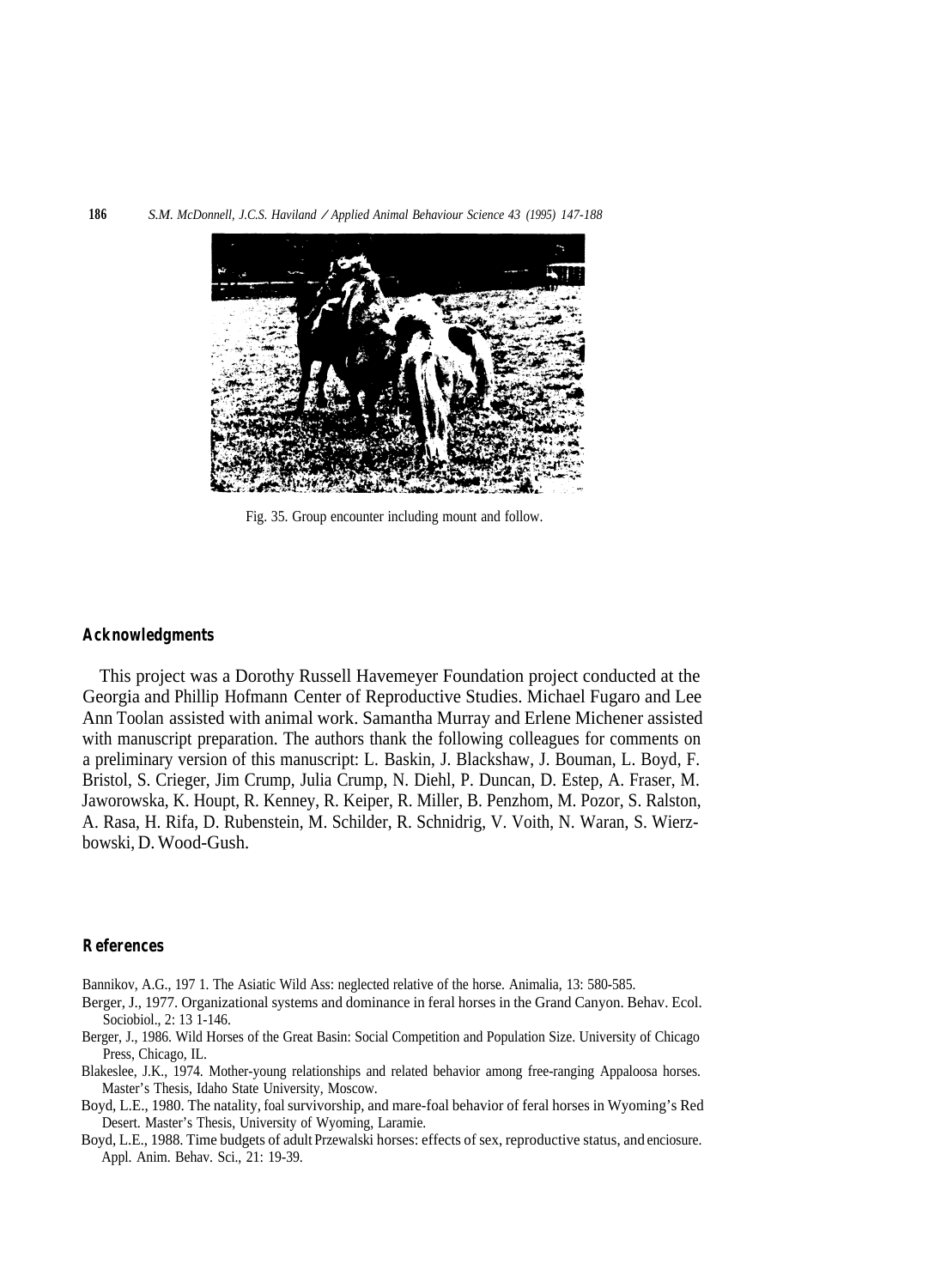Fig. 35. Group encounter including mount and follow.

## Acknowledgments

This project was a Dorothy Russell Havemeyer Foundation project conducted at the Georgia and Phillip Hofmann Center of Reproductive Studies. Michael Fugaro and Lee Ann Toolan assisted with animal work. Samantha Murray and Erlene Michener assisted with manuscript preparation. The authors thank the following colleagues for comments on a preliminary version of this manuscript: L. Baskin, J. Blackshaw, J. Bouman, L. Boyd, F. Bristol, S. Crieger, Jim Crump, Julia Crump, N. Diehl, P. Duncan, D. Estep, A. Fraser, M. Jaworowska, K. Houpt, R. Kenney, R. Keiper, R. Miller, B. Penzhom, M. Pozor, S. Ralston, A. Rasa, H. Rifa, D. Rubenstein, M. Schilder, R. Schnidrig, V. Voith, N. Waran, S. Wierzbowski, D. Wood-Gush.

## References

Bannikov, A.G., 197 1. The Asiatic Wild Ass: neglected relative of the horse. Animalia, 13: 580-585.

Berger, J., 1977. Organizational systems and dominance in feral horses in the Grand Canyon. Behav. Ecol. Sociobiol., 2: 13 1-146.

Berger, J., 1986. Wild Horses of the Great Basin: Social Competition and Population Size. University of Chicago Press, Chicago, IL.

Blakeslee, J.K., 1974. Mother-young relationships and related behavior among free-ranging Appaloosa horses. Master's Thesis, Idaho State University, Moscow.

Boyd, L.E., 1980. The natality, foal survivorship, and mare-foal behavior of feral horses in Wyoming's Red Desert. Master's Thesis, University of Wyoming, Laramie.

Boyd, L.E., 1988. Time budgets of adult Przewalski horses: effects of sex, reproductive status, and enciosure. Appl. Anim. Behav. Sci., 21: 19-39.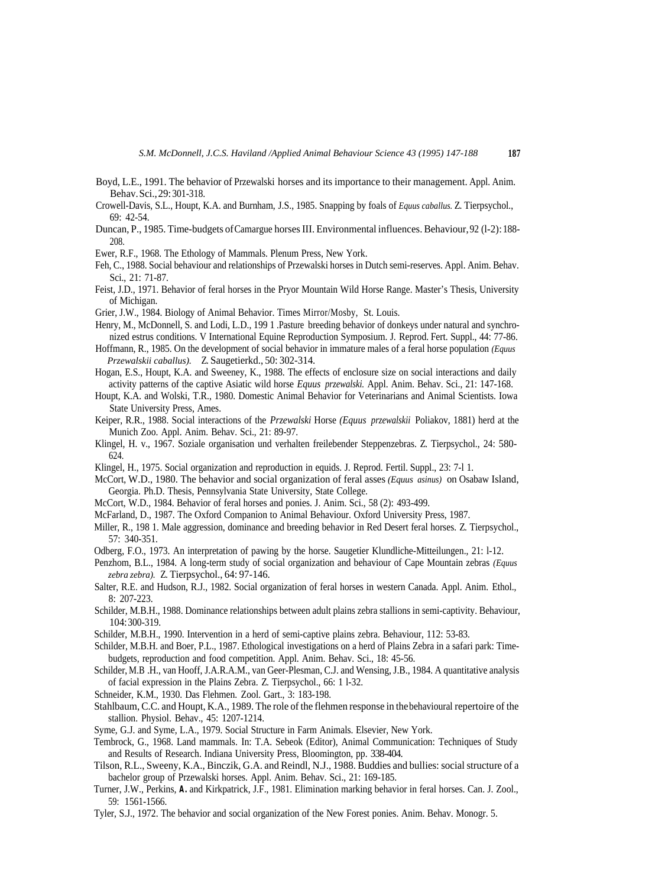Boyd, L.E., 1991. The behavior of Przewalski horses and its importance to their management. Appl. Anim. Behav. Sci., 29: 301-318.

Crowell-Davis, S.L., Houpt, K.A. and Burnham, J.S., 1985. Snapping by foals of *Equus caballus.* Z. Tierpsychol., 69: 42-54.

Duncan, P., 1985. Time-budgets of Camargue horses III. Environmental influences. Behaviour, 92 (l-2): 188-208.

Ewer, R.F., 1968. The Ethology of Mammals. Plenum Press, New York.

Feh, C., 1988. Social behaviour and relationships of Przewalski horses in Dutch semi-reserves. Appl. Anim. Behav. Sci., 21: 71-87.

Feist, J.D., 1971. Behavior of feral horses in the Pryor Mountain Wild Horse Range. Master's Thesis, University of Michigan.

Grier, J.W., 1984. Biology of Animal Behavior. Times Mirror/Mosby, St. Louis.

Henry, M., McDonnell, S. and Lodi, L.D., 199 1 .Pasture breeding behavior of donkeys under natural and synchronized estrus conditions. V International Equine Reproduction Symposium. J. Reprod. Fert. Suppl., 44: 77-86.

Hoffmann, R., 1985. On the development of social behavior in immature males of a feral horse population *(Equus Przewalskii caballus).* Z. Saugetierkd., 50: 302-314.

Hogan, E.S., Houpt, K.A. and Sweeney, K., 1988. The effects of enclosure size on social interactions and daily activity patterns of the captive Asiatic wild horse *Equus przewalski.* Appl. Anim. Behav. Sci., 21: 147-168.

Houpt, K.A. and Wolski, T.R., 1980. Domestic Animal Behavior for Veterinarians and Animal Scientists. Iowa State University Press, Ames.

Keiper, R.R., 1988. Social interactions of the *Przewalski* Horse *(Equus przewalskii* Poliakov, 1881) herd at the Munich Zoo. Appl. Anim. Behav. Sci., 21: 89-97.

Klingel, H. v., 1967. Soziale organisation und verhalten freilebender Steppenzebras. Z. Tierpsychol., 24: 580-624.

Klingel, H., 1975. Social organization and reproduction in equids. J. Reprod. Fertil. Suppl., 23: 7-l 1.

McCort, W.D., 1980. The behavior and social organization of feral asses *(Equus asinus)* on Osabaw Island, Georgia. Ph.D. Thesis, Pennsylvania State University, State College.

McCort, W.D., 1984. Behavior of feral horses and ponies. J. Anim. Sci., 58 (2): 493-499.

McFarland, D., 1987. The Oxford Companion to Animal Behaviour. Oxford University Press, 1987.

Miller, R., 198 1. Male aggression, dominance and breeding behavior in Red Desert feral horses. Z. Tierpsychol., 57: 340-351.

Odberg, F.O., 1973. An interpretation of pawing by the horse. Saugetier Klundliche-Mitteilungen., 21: l-12.

Penzhom, B.L., 1984. A long-term study of social organization and behaviour of Cape Mountain zebras *(Equus zebra zebra).* Z. Tierpsychol., 64: 97-146.

Salter, R.E. and Hudson, R.J., 1982. Social organization of feral horses in western Canada. Appl. Anim. Ethol., 8: 207-223.

Schilder, M.B.H., 1988. Dominance relationships between adult plains zebra stallions in semi-captivity. Behaviour, 104: 300-319.

Schilder, M.B.H., 1990. Intervention in a herd of semi-captive plains zebra. Behaviour, 112: 53-83.

Schilder, M.B.H. and Boer, P.L., 1987. Ethological investigations on a herd of Plains Zebra in a safari park: Time-budgets, reproduction and food competition. Appl. Anim. Behav. Sci., 18: 45-56.

Schilder, M.B .H., van Hooff, J.A.R.A.M., van Geer-Plesman, C.J. and Wensing, J.B., 1984. A quantitative analysis of facial expression in the Plains Zebra. Z. Tierpsychol., 66: 1 l-32.

Schneider, K.M., 1930. Das Flehmen. Zool. Gart., 3: 183-198.

Stahlbaum, C.C. and Houpt, K.A., 1989. The role of the flehmen response in the behavioural repertoire of the stallion. Physiol. Behav., 45: 1207-1214.

Syme, G.J. and Syme, L.A., 1979. Social Structure in Farm Animals. Elsevier, New York.

Tembrock, G., 1968. Land mammals. In: T.A. Sebeok (Editor), Animal Communication: Techniques of Study and Results of Research. Indiana University Press, Bloomington, pp. 338-404.

Tilson, R.L., Sweeny, K.A., Binczik, G.A. and Reindl, N.J., 1988. Buddies and bullies: social structure of a bachelor group of Przewalski horses. Appl. Anim. Behav. Sci., 21: 169-185.

Turner, J.W., Perkins, **A.** and Kirkpatrick, J.F., 1981. Elimination marking behavior in feral horses. Can. J. Zool., 59: 1561-1566.

Tyler, S.J., 1972. The behavior and social organization of the New Forest ponies. Anim. Behav. Monogr. 5.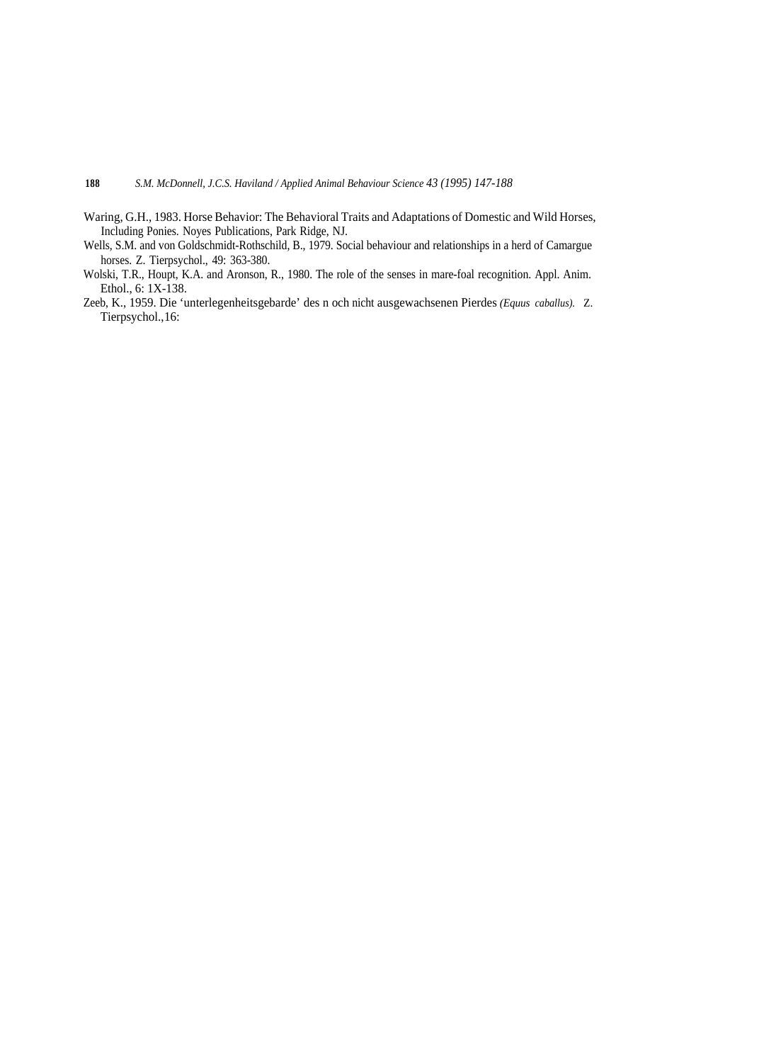Waring, G.H., 1983. Horse Behavior: The Behavioral Traits and Adaptations of Domestic and Wild Horses, Including Ponies. Noyes Publications, Park Ridge, NJ.

Wells, S.M. and von Goldschmidt-Rothschild, B., 1979. Social behaviour and relationships in a herd of Camargue horses. Z. Tierpsychol., 49: 363-380.

Wolski, T.R., Houpt, K.A. and Aronson, R., 1980. The role of the senses in mare-foal recognition. Appl. Anim. Ethol., 6: 1X-138.

Zeeb, K., 1959. Die 'unterlegenheitsgebarde' des n och nicht ausgewachsenen Pierdes *(Equus caballus).* Z. Tierpsychol.,16: